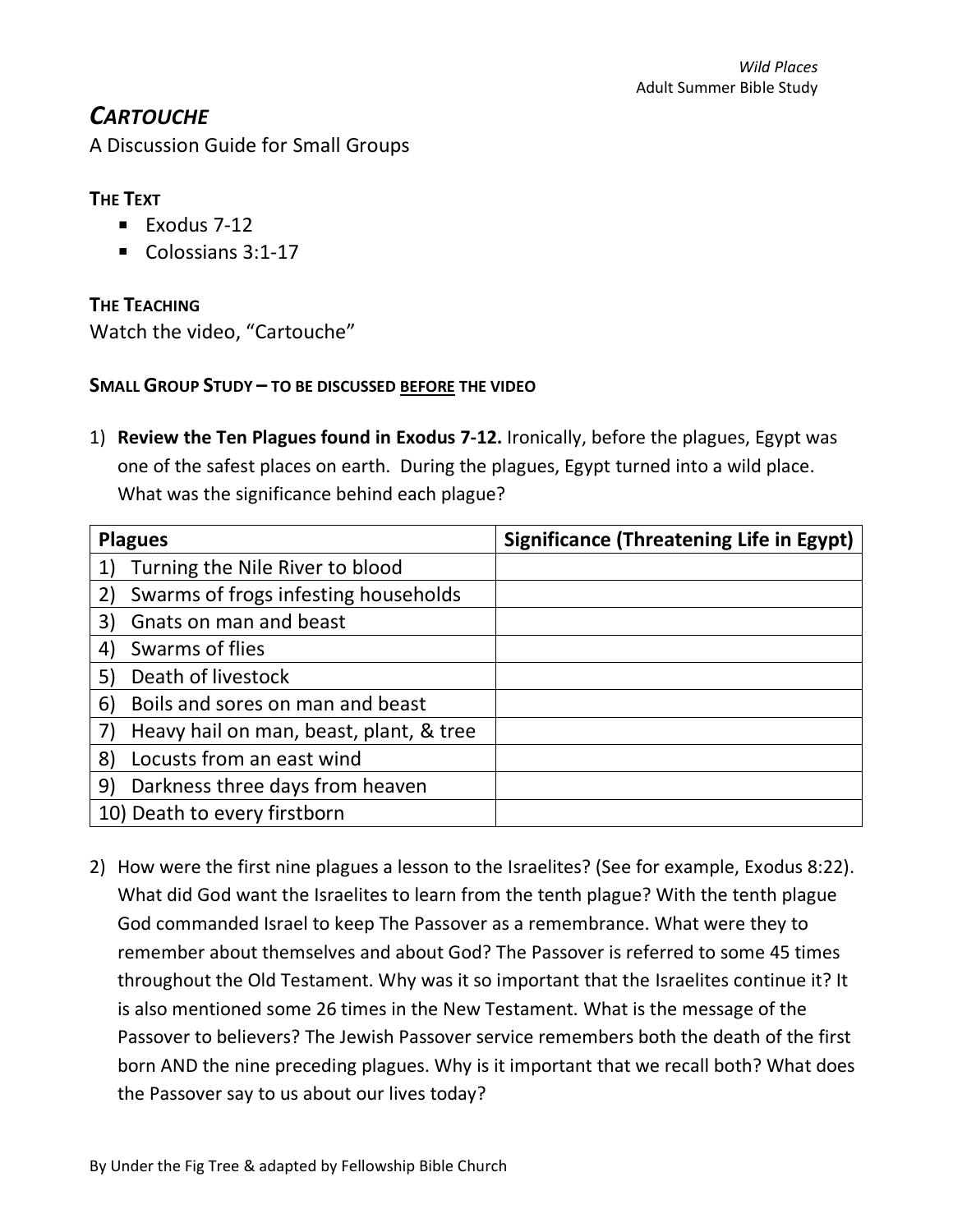*Wild Places*
Adult Summer Bible Study

# *CARTOUCHE*

A Discussion Guide for Small Groups

## THE TEXT

- Exodus 7-12
- Colossians 3:1-17

## THE TEACHING

Watch the video, "Cartouche"

## SMALL GROUP STUDY – TO BE DISCUSSED BEFORE THE VIDEO

1) **Review the Ten Plagues found in Exodus 7-12.** Ironically, before the plagues, Egypt was one of the safest places on earth. During the plagues, Egypt turned into a wild place. What was the significance behind each plague?

| Plagues | Significance (Threatening Life in Egypt) |
|---|---|
| 1) Turning the Nile River to blood | |
| 2) Swarms of frogs infesting households | |
| 3) Gnats on man and beast | |
| 4) Swarms of flies | |
| 5) Death of livestock | |
| 6) Boils and sores on man and beast | |
| 7) Heavy hail on man, beast, plant, & tree | |
| 8) Locusts from an east wind | |
| 9) Darkness three days from heaven | |
| 10) Death to every firstborn | |

2) How were the first nine plagues a lesson to the Israelites? (See for example, Exodus 8:22). What did God want the Israelites to learn from the tenth plague? With the tenth plague God commanded Israel to keep The Passover as a remembrance. What were they to remember about themselves and about God? The Passover is referred to some 45 times throughout the Old Testament. Why was it so important that the Israelites continue it? It is also mentioned some 26 times in the New Testament. What is the message of the Passover to believers? The Jewish Passover service remembers both the death of the first born AND the nine preceding plagues. Why is it important that we recall both? What does the Passover say to us about our lives today?

By Under the Fig Tree & adapted by Fellowship Bible Church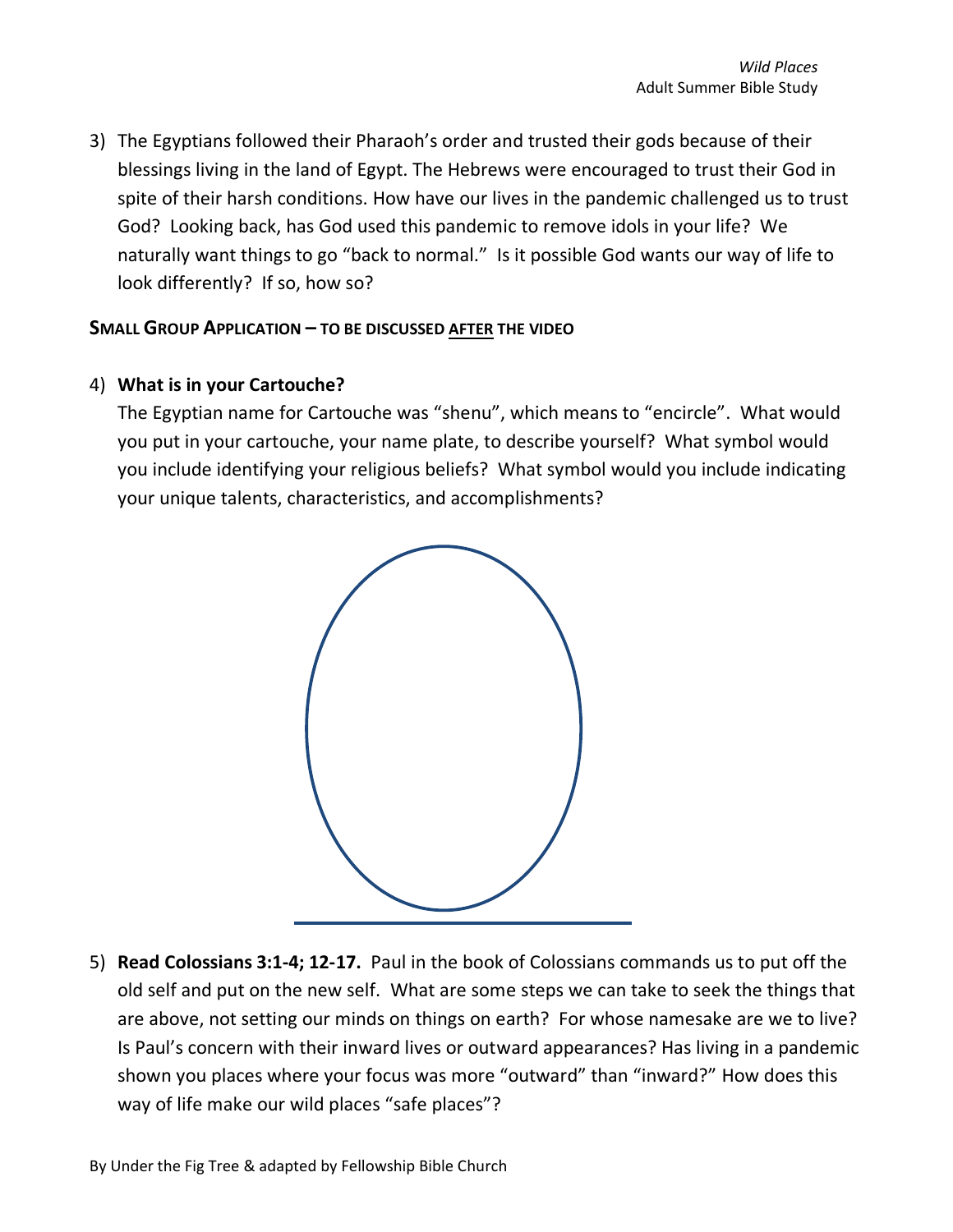3) The Egyptians followed their Pharaoh's order and trusted their gods because of their blessings living in the land of Egypt. The Hebrews were encouraged to trust their God in spite of their harsh conditions. How have our lives in the pandemic challenged us to trust God? Looking back, has God used this pandemic to remove idols in your life? We naturally want things to go "back to normal." Is it possible God wants our way of life to look differently? If so, how so?

**SMALL GROUP APPLICATION – TO BE DISCUSSED AFTER THE VIDEO**

4) **What is in your Cartouche?**
The Egyptian name for Cartouche was "shenu", which means to "encircle". What would you put in your cartouche, your name plate, to describe yourself? What symbol would you include identifying your religious beliefs? What symbol would you include indicating your unique talents, characteristics, and accomplishments?

5) **Read Colossians 3:1-4; 12-17.** Paul in the book of Colossians commands us to put off the old self and put on the new self. What are some steps we can take to seek the things that are above, not setting our minds on things on earth? For whose namesake are we to live? Is Paul's concern with their inward lives or outward appearances? Has living in a pandemic shown you places where your focus was more "outward" than "inward?" How does this way of life make our wild places "safe places"?

By Under the Fig Tree & adapted by Fellowship Bible Church